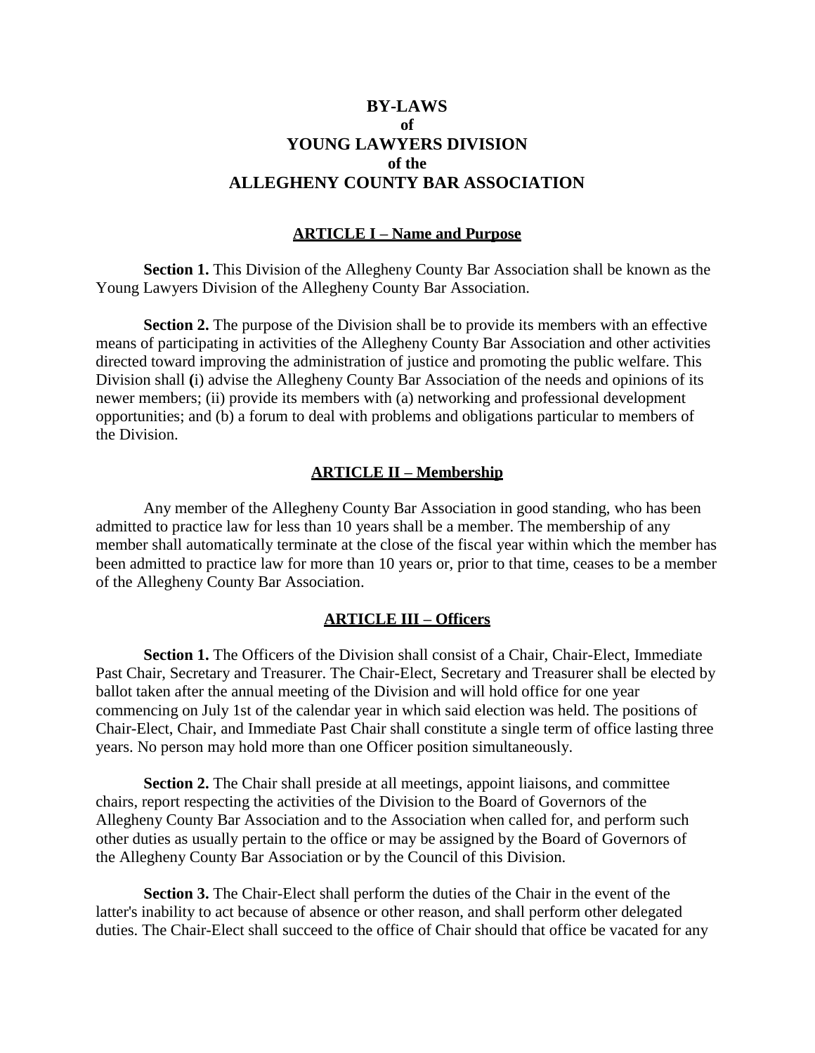# BY-LAWS
## of
# YOUNG LAWYERS DIVISION
## of the
# ALLEGHENY COUNTY BAR ASSOCIATION

## ARTICLE I – Name and Purpose

**Section 1.** This Division of the Allegheny County Bar Association shall be known as the Young Lawyers Division of the Allegheny County Bar Association.

**Section 2.** The purpose of the Division shall be to provide its members with an effective means of participating in activities of the Allegheny County Bar Association and other activities directed toward improving the administration of justice and promoting the public welfare. This Division shall **(**i) advise the Allegheny County Bar Association of the needs and opinions of its newer members; (ii) provide its members with (a) networking and professional development opportunities; and (b) a forum to deal with problems and obligations particular to members of the Division.

## ARTICLE II – Membership

Any member of the Allegheny County Bar Association in good standing, who has been admitted to practice law for less than 10 years shall be a member. The membership of any member shall automatically terminate at the close of the fiscal year within which the member has been admitted to practice law for more than 10 years or, prior to that time, ceases to be a member of the Allegheny County Bar Association.

## ARTICLE III – Officers

**Section 1.** The Officers of the Division shall consist of a Chair, Chair-Elect, Immediate Past Chair, Secretary and Treasurer. The Chair-Elect, Secretary and Treasurer shall be elected by ballot taken after the annual meeting of the Division and will hold office for one year commencing on July 1st of the calendar year in which said election was held. The positions of Chair-Elect, Chair, and Immediate Past Chair shall constitute a single term of office lasting three years. No person may hold more than one Officer position simultaneously.

**Section 2.** The Chair shall preside at all meetings, appoint liaisons, and committee chairs, report respecting the activities of the Division to the Board of Governors of the Allegheny County Bar Association and to the Association when called for, and perform such other duties as usually pertain to the office or may be assigned by the Board of Governors of the Allegheny County Bar Association or by the Council of this Division.

**Section 3.** The Chair-Elect shall perform the duties of the Chair in the event of the latter's inability to act because of absence or other reason, and shall perform other delegated duties. The Chair-Elect shall succeed to the office of Chair should that office be vacated for any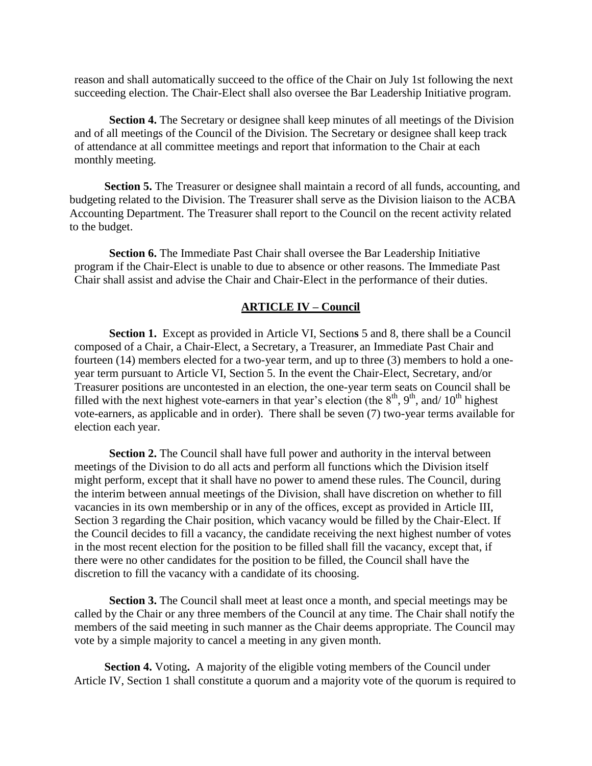reason and shall automatically succeed to the office of the Chair on July 1st following the next succeeding election. The Chair-Elect shall also oversee the Bar Leadership Initiative program.

**Section 4.** The Secretary or designee shall keep minutes of all meetings of the Division and of all meetings of the Council of the Division. The Secretary or designee shall keep track of attendance at all committee meetings and report that information to the Chair at each monthly meeting.

**Section 5.** The Treasurer or designee shall maintain a record of all funds, accounting, and budgeting related to the Division. The Treasurer shall serve as the Division liaison to the ACBA Accounting Department. The Treasurer shall report to the Council on the recent activity related to the budget.

**Section 6.** The Immediate Past Chair shall oversee the Bar Leadership Initiative program if the Chair-Elect is unable to due to absence or other reasons. The Immediate Past Chair shall assist and advise the Chair and Chair-Elect in the performance of their duties.

## ARTICLE IV – Council

**Section 1.** Except as provided in Article VI, Section**s** 5 and 8, there shall be a Council composed of a Chair, a Chair-Elect, a Secretary, a Treasurer, an Immediate Past Chair and fourteen (14) members elected for a two-year term, and up to three (3) members to hold a one-year term pursuant to Article VI, Section 5. In the event the Chair-Elect, Secretary, and/or Treasurer positions are uncontested in an election, the one-year term seats on Council shall be filled with the next highest vote-earners in that year's election (the 8th, 9th, and/ 10th highest vote-earners, as applicable and in order). There shall be seven (7) two-year terms available for election each year.

**Section 2.** The Council shall have full power and authority in the interval between meetings of the Division to do all acts and perform all functions which the Division itself might perform, except that it shall have no power to amend these rules. The Council, during the interim between annual meetings of the Division, shall have discretion on whether to fill vacancies in its own membership or in any of the offices, except as provided in Article III, Section 3 regarding the Chair position, which vacancy would be filled by the Chair-Elect. If the Council decides to fill a vacancy, the candidate receiving the next highest number of votes in the most recent election for the position to be filled shall fill the vacancy, except that, if there were no other candidates for the position to be filled, the Council shall have the discretion to fill the vacancy with a candidate of its choosing.

**Section 3.** The Council shall meet at least once a month, and special meetings may be called by the Chair or any three members of the Council at any time. The Chair shall notify the members of the said meeting in such manner as the Chair deems appropriate. The Council may vote by a simple majority to cancel a meeting in any given month.

**Section 4.** Voting**.** A majority of the eligible voting members of the Council under Article IV, Section 1 shall constitute a quorum and a majority vote of the quorum is required to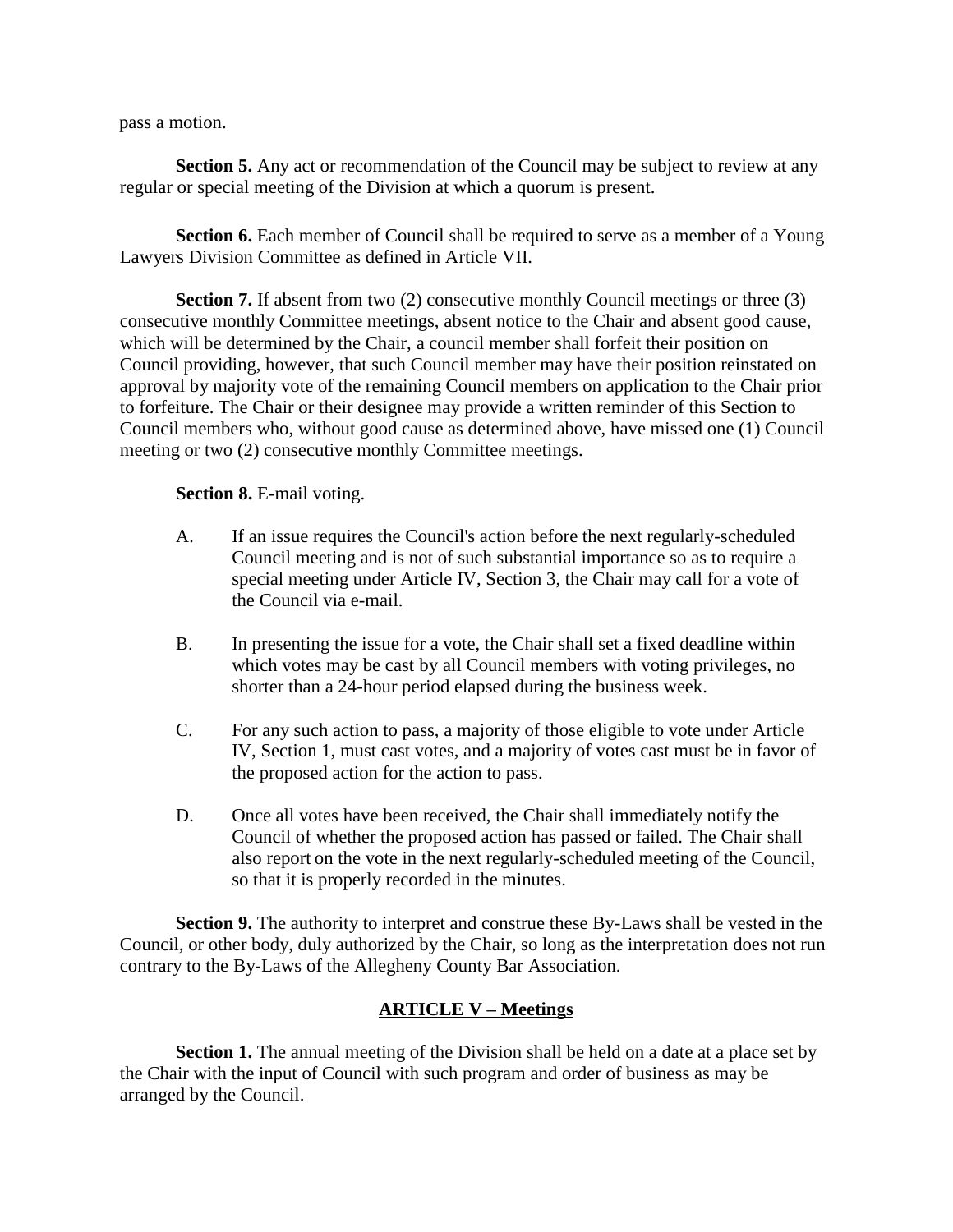pass a motion.

**Section 5.** Any act or recommendation of the Council may be subject to review at any regular or special meeting of the Division at which a quorum is present.

**Section 6.** Each member of Council shall be required to serve as a member of a Young Lawyers Division Committee as defined in Article VII.

**Section 7.** If absent from two (2) consecutive monthly Council meetings or three (3) consecutive monthly Committee meetings, absent notice to the Chair and absent good cause, which will be determined by the Chair, a council member shall forfeit their position on Council providing, however, that such Council member may have their position reinstated on approval by majority vote of the remaining Council members on application to the Chair prior to forfeiture. The Chair or their designee may provide a written reminder of this Section to Council members who, without good cause as determined above, have missed one (1) Council meeting or two (2) consecutive monthly Committee meetings.

**Section 8.** E-mail voting.

A. If an issue requires the Council's action before the next regularly-scheduled Council meeting and is not of such substantial importance so as to require a special meeting under Article IV, Section 3, the Chair may call for a vote of the Council via e-mail.

B. In presenting the issue for a vote, the Chair shall set a fixed deadline within which votes may be cast by all Council members with voting privileges, no shorter than a 24-hour period elapsed during the business week.

C. For any such action to pass, a majority of those eligible to vote under Article IV, Section 1, must cast votes, and a majority of votes cast must be in favor of the proposed action for the action to pass.

D. Once all votes have been received, the Chair shall immediately notify the Council of whether the proposed action has passed or failed. The Chair shall also report on the vote in the next regularly-scheduled meeting of the Council, so that it is properly recorded in the minutes.

**Section 9.** The authority to interpret and construe these By-Laws shall be vested in the Council, or other body, duly authorized by the Chair, so long as the interpretation does not run contrary to the By-Laws of the Allegheny County Bar Association.

## ARTICLE V – Meetings

**Section 1.** The annual meeting of the Division shall be held on a date at a place set by the Chair with the input of Council with such program and order of business as may be arranged by the Council.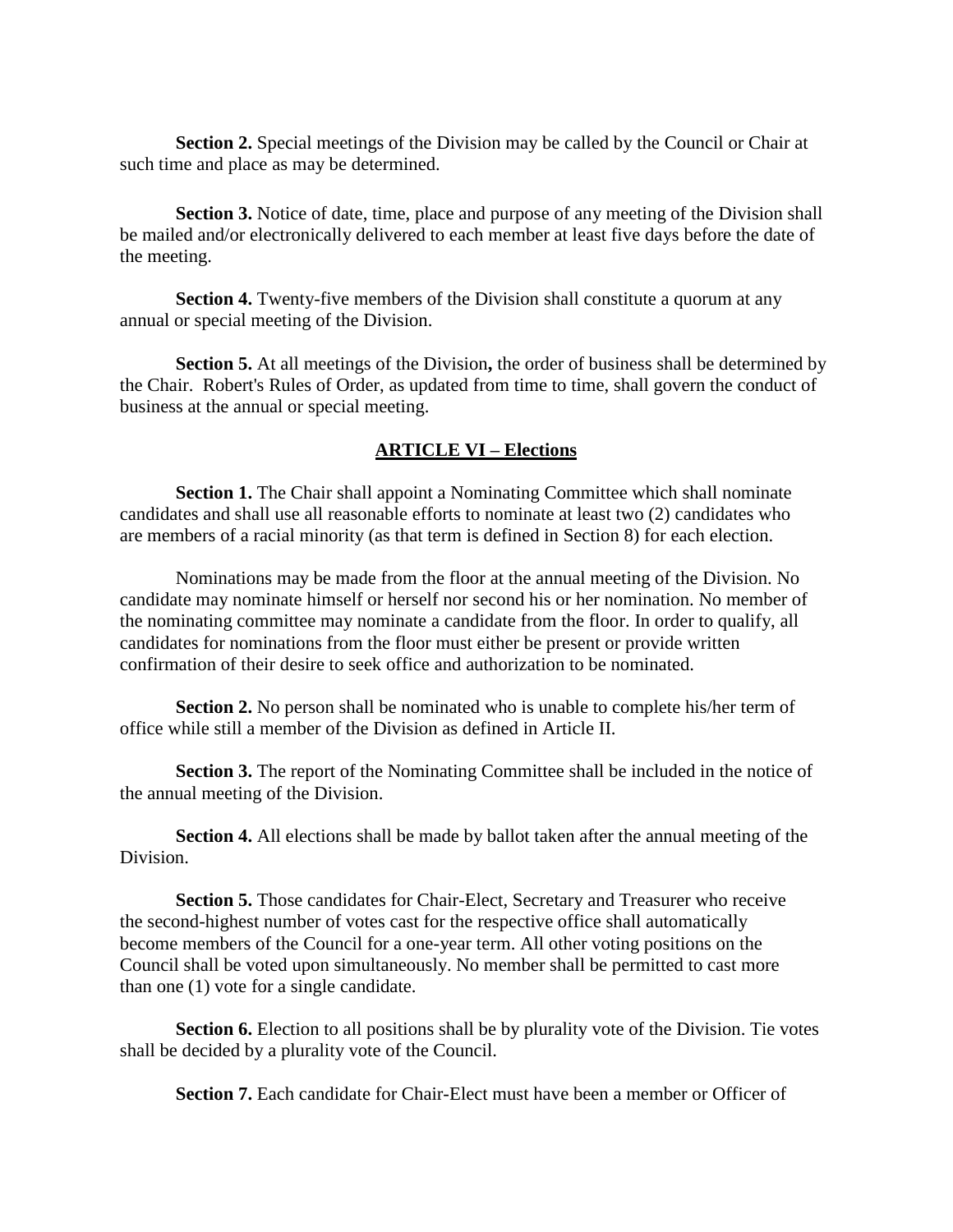**Section 2.** Special meetings of the Division may be called by the Council or Chair at such time and place as may be determined.

**Section 3.** Notice of date, time, place and purpose of any meeting of the Division shall be mailed and/or electronically delivered to each member at least five days before the date of the meeting.

**Section 4.** Twenty-five members of the Division shall constitute a quorum at any annual or special meeting of the Division.

**Section 5.** At all meetings of the Division**,** the order of business shall be determined by the Chair. Robert's Rules of Order, as updated from time to time, shall govern the conduct of business at the annual or special meeting.

## ARTICLE VI – Elections

**Section 1.** The Chair shall appoint a Nominating Committee which shall nominate candidates and shall use all reasonable efforts to nominate at least two (2) candidates who are members of a racial minority (as that term is defined in Section 8) for each election.

Nominations may be made from the floor at the annual meeting of the Division. No candidate may nominate himself or herself nor second his or her nomination. No member of the nominating committee may nominate a candidate from the floor. In order to qualify, all candidates for nominations from the floor must either be present or provide written confirmation of their desire to seek office and authorization to be nominated.

**Section 2.** No person shall be nominated who is unable to complete his/her term of office while still a member of the Division as defined in Article II.

**Section 3.** The report of the Nominating Committee shall be included in the notice of the annual meeting of the Division.

**Section 4.** All elections shall be made by ballot taken after the annual meeting of the Division.

**Section 5.** Those candidates for Chair-Elect, Secretary and Treasurer who receive the second-highest number of votes cast for the respective office shall automatically become members of the Council for a one-year term. All other voting positions on the Council shall be voted upon simultaneously. No member shall be permitted to cast more than one (1) vote for a single candidate.

**Section 6.** Election to all positions shall be by plurality vote of the Division. Tie votes shall be decided by a plurality vote of the Council.

**Section 7.** Each candidate for Chair-Elect must have been a member or Officer of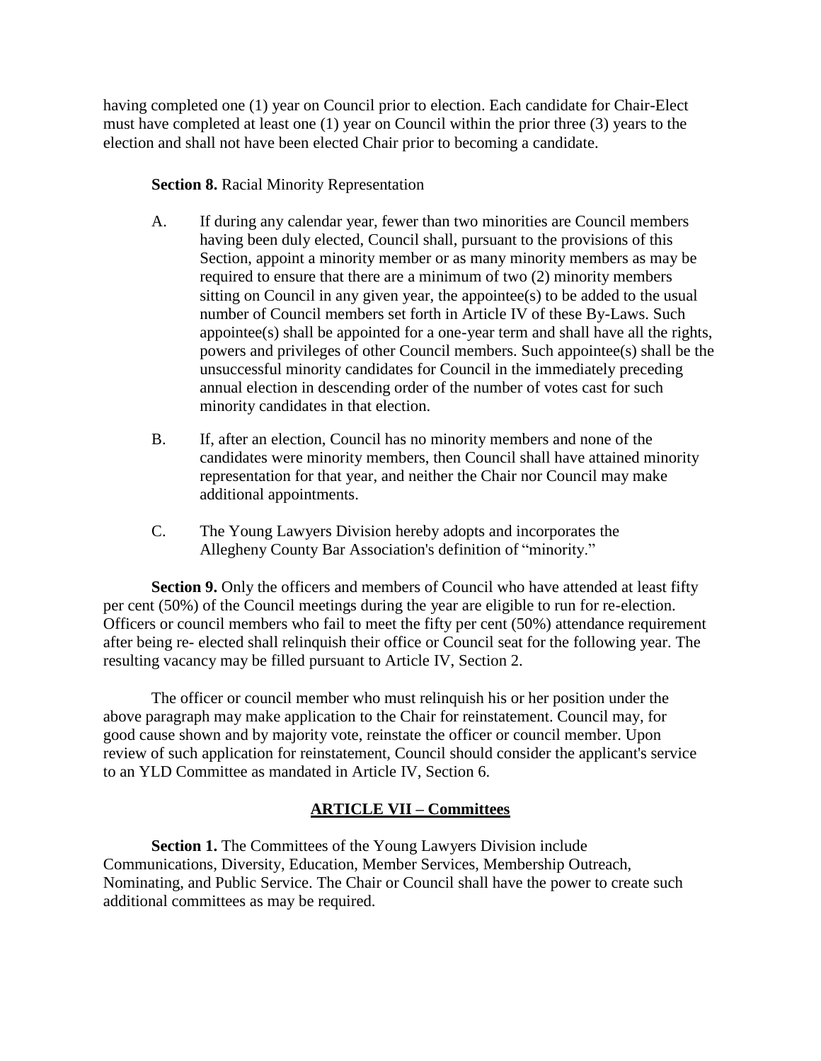having completed one (1) year on Council prior to election. Each candidate for Chair-Elect must have completed at least one (1) year on Council within the prior three (3) years to the election and shall not have been elected Chair prior to becoming a candidate.

**Section 8.** Racial Minority Representation

A. If during any calendar year, fewer than two minorities are Council members having been duly elected, Council shall, pursuant to the provisions of this Section, appoint a minority member or as many minority members as may be required to ensure that there are a minimum of two (2) minority members sitting on Council in any given year, the appointee(s) to be added to the usual number of Council members set forth in Article IV of these By-Laws. Such appointee(s) shall be appointed for a one-year term and shall have all the rights, powers and privileges of other Council members. Such appointee(s) shall be the unsuccessful minority candidates for Council in the immediately preceding annual election in descending order of the number of votes cast for such minority candidates in that election.

B. If, after an election, Council has no minority members and none of the candidates were minority members, then Council shall have attained minority representation for that year, and neither the Chair nor Council may make additional appointments.

C. The Young Lawyers Division hereby adopts and incorporates the Allegheny County Bar Association's definition of "minority."

**Section 9.** Only the officers and members of Council who have attended at least fifty per cent (50%) of the Council meetings during the year are eligible to run for re-election. Officers or council members who fail to meet the fifty per cent (50%) attendance requirement after being re- elected shall relinquish their office or Council seat for the following year. The resulting vacancy may be filled pursuant to Article IV, Section 2.

The officer or council member who must relinquish his or her position under the above paragraph may make application to the Chair for reinstatement. Council may, for good cause shown and by majority vote, reinstate the officer or council member. Upon review of such application for reinstatement, Council should consider the applicant's service to an YLD Committee as mandated in Article IV, Section 6.

## ARTICLE VII – Committees

**Section 1.** The Committees of the Young Lawyers Division include Communications, Diversity, Education, Member Services, Membership Outreach, Nominating, and Public Service. The Chair or Council shall have the power to create such additional committees as may be required.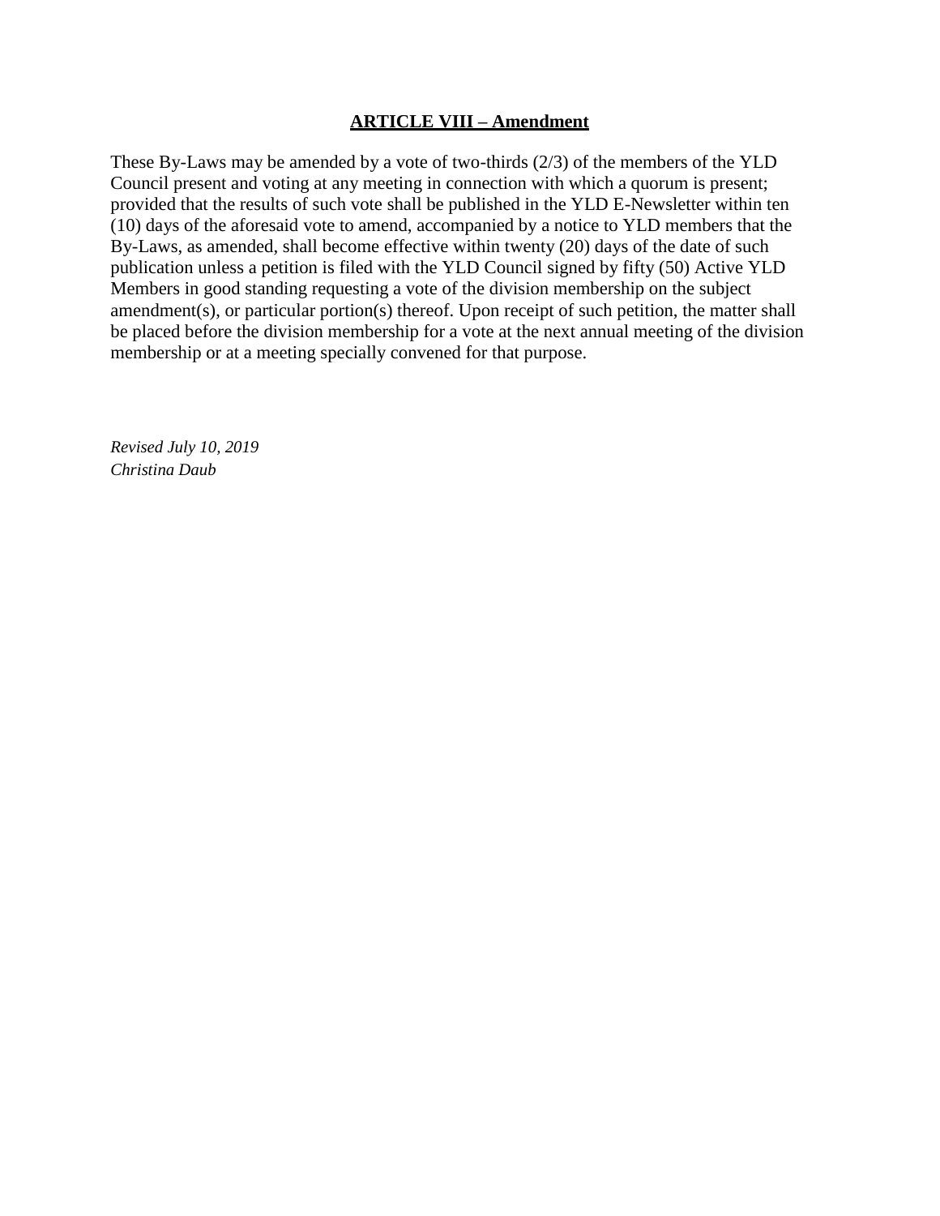## ARTICLE VIII – Amendment

These By-Laws may be amended by a vote of two-thirds (2/3) of the members of the YLD Council present and voting at any meeting in connection with which a quorum is present; provided that the results of such vote shall be published in the YLD E-Newsletter within ten (10) days of the aforesaid vote to amend, accompanied by a notice to YLD members that the By-Laws, as amended, shall become effective within twenty (20) days of the date of such publication unless a petition is filed with the YLD Council signed by fifty (50) Active YLD Members in good standing requesting a vote of the division membership on the subject amendment(s), or particular portion(s) thereof. Upon receipt of such petition, the matter shall be placed before the division membership for a vote at the next annual meeting of the division membership or at a meeting specially convened for that purpose.

*Revised July 10, 2019*
*Christina Daub*